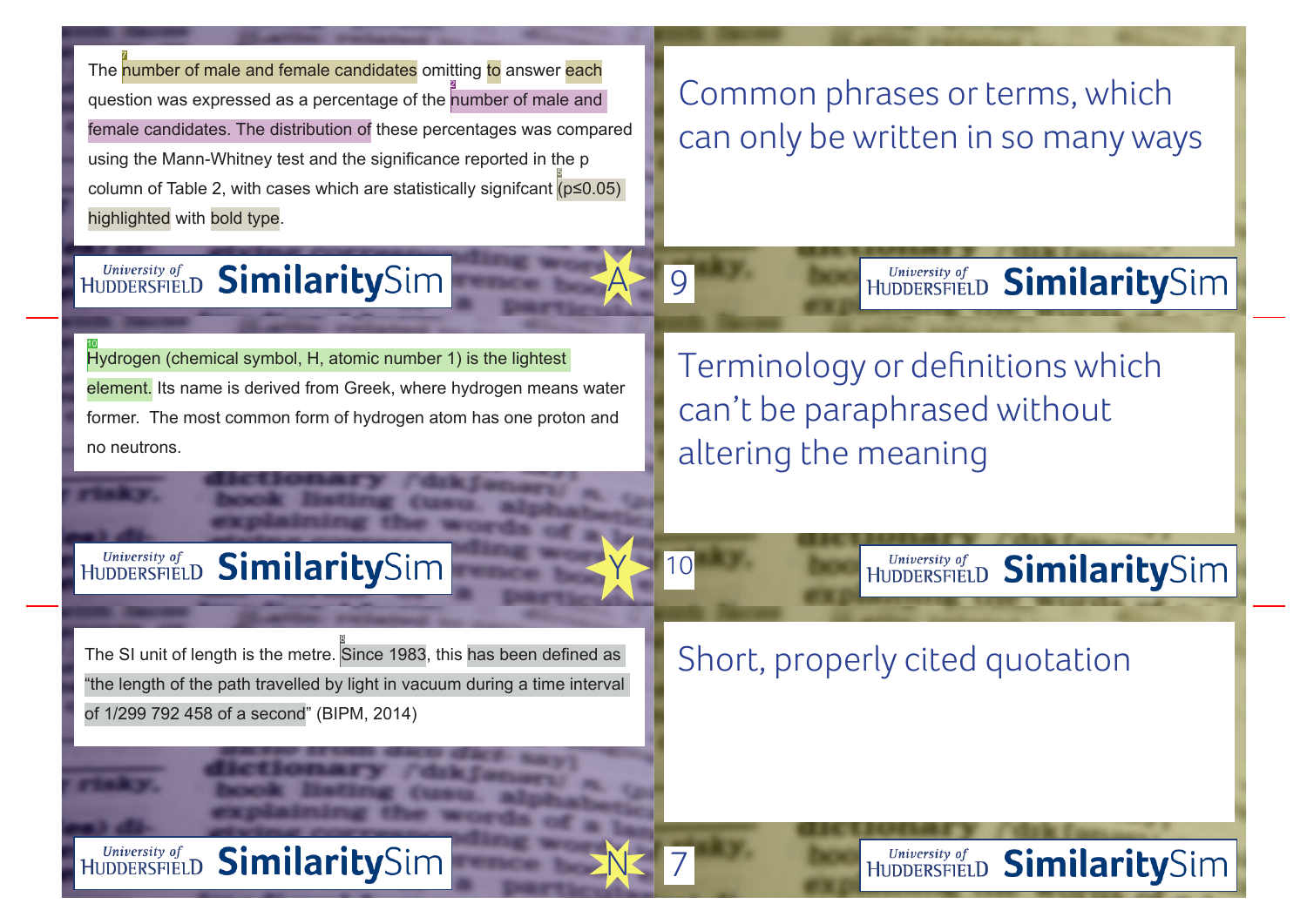The number of male and female candidates omitting to answer each question was expressed as a percentage of the number of male and female candidates. The distribution of these percentages was compared using the Mann-Whitney test and the significance reported in the p column of Table 2, with cases which are statistically signifcant ($p \leq 0.05$) highlighted with bold type.

University of Huddersfield **Similarity**Sim

A

Common phrases or terms, which can only be written in so many ways

9

University of Huddersfield **Similarity**Sim

---

Hydrogen (chemical symbol, H, atomic number 1) is the lightest element. Its name is derived from Greek, where hydrogen means water former. The most common form of hydrogen atom has one proton and no neutrons.

University of Huddersfield **Similarity**Sim

Y

Terminology or definitions which can't be paraphrased without altering the meaning

10

University of Huddersfield **Similarity**Sim

---

The SI unit of length is the metre. Since 1983, this has been defined as "the length of the path travelled by light in vacuum during a time interval of 1/299 792 458 of a second" (BIPM, 2014)

University of Huddersfield **Similarity**Sim

N

Short, properly cited quotation

7

University of Huddersfield **Similarity**Sim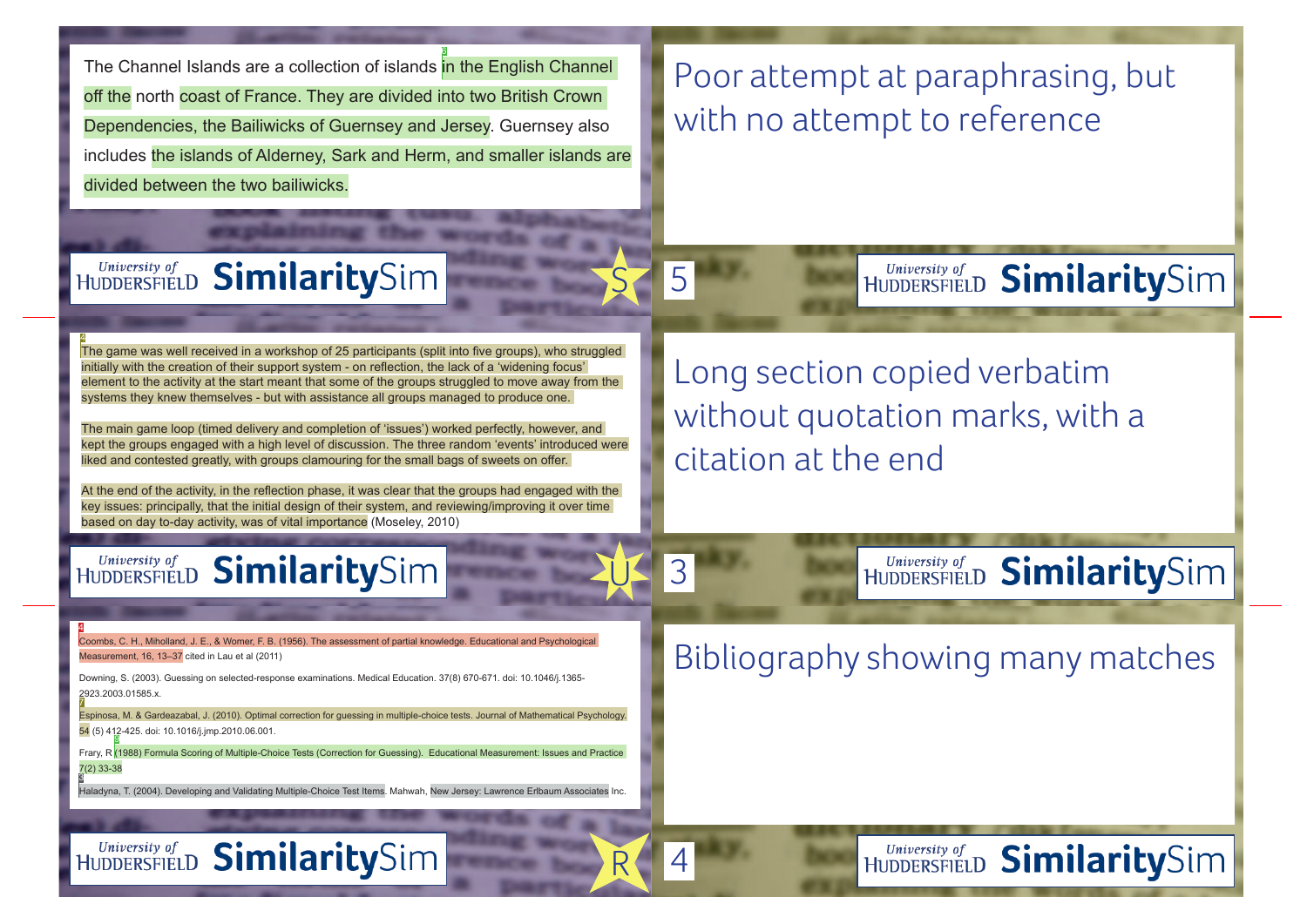The Channel Islands are a collection of islands in the English Channel off the north coast of France. They are divided into two British Crown Dependencies, the Bailiwicks of Guernsey and Jersey. Guernsey also includes the islands of Alderney, Sark and Herm, and smaller islands are divided between the two bailiwicks.

University of HUDDERSFIELD **Similarity**Sim

S

Poor attempt at paraphrasing, but with no attempt to reference

5

University of HUDDERSFIELD **Similarity**Sim

---

The game was well received in a workshop of 25 participants (split into five groups), who struggled initially with the creation of their support system - on reflection, the lack of a 'widening focus' element to the activity at the start meant that some of the groups struggled to move away from the systems they knew themselves - but with assistance all groups managed to produce one.

The main game loop (timed delivery and completion of 'issues') worked perfectly, however, and kept the groups engaged with a high level of discussion. The three random 'events' introduced were liked and contested greatly, with groups clamouring for the small bags of sweets on offer.

At the end of the activity, in the reflection phase, it was clear that the groups had engaged with the key issues: principally, that the initial design of their system, and reviewing/improving it over time based on day to-day activity, was of vital importance (Moseley, 2010)

University of HUDDERSFIELD **Similarity**Sim

U

Long section copied verbatim without quotation marks, with a citation at the end

3

University of HUDDERSFIELD **Similarity**Sim

---

Coombs, C. H., Miholland, J. E., & Womer, F. B. (1956). The assessment of partial knowledge. Educational and Psychological Measurement, 16, 13–37 cited in Lau et al (2011)

Downing, S. (2003). Guessing on selected-response examinations. Medical Education. 37(8) 670-671. doi: 10.1046/j.1365-2923.2003.01585.x.

Espinosa, M. & Gardeazabal, J. (2010). Optimal correction for guessing in multiple-choice tests. Journal of Mathematical Psychology. 54 (5) 412-425. doi: 10.1016/j.jmp.2010.06.001.

Frary, R (1988) Formula Scoring of Multiple-Choice Tests (Correction for Guessing). Educational Measurement: Issues and Practice 7(2) 33-38

Haladyna, T. (2004). Developing and Validating Multiple-Choice Test Items. Mahwah, New Jersey: Lawrence Erlbaum Associates Inc.

University of HUDDERSFIELD **Similarity**Sim

R

Bibliography showing many matches

4

University of HUDDERSFIELD **Similarity**Sim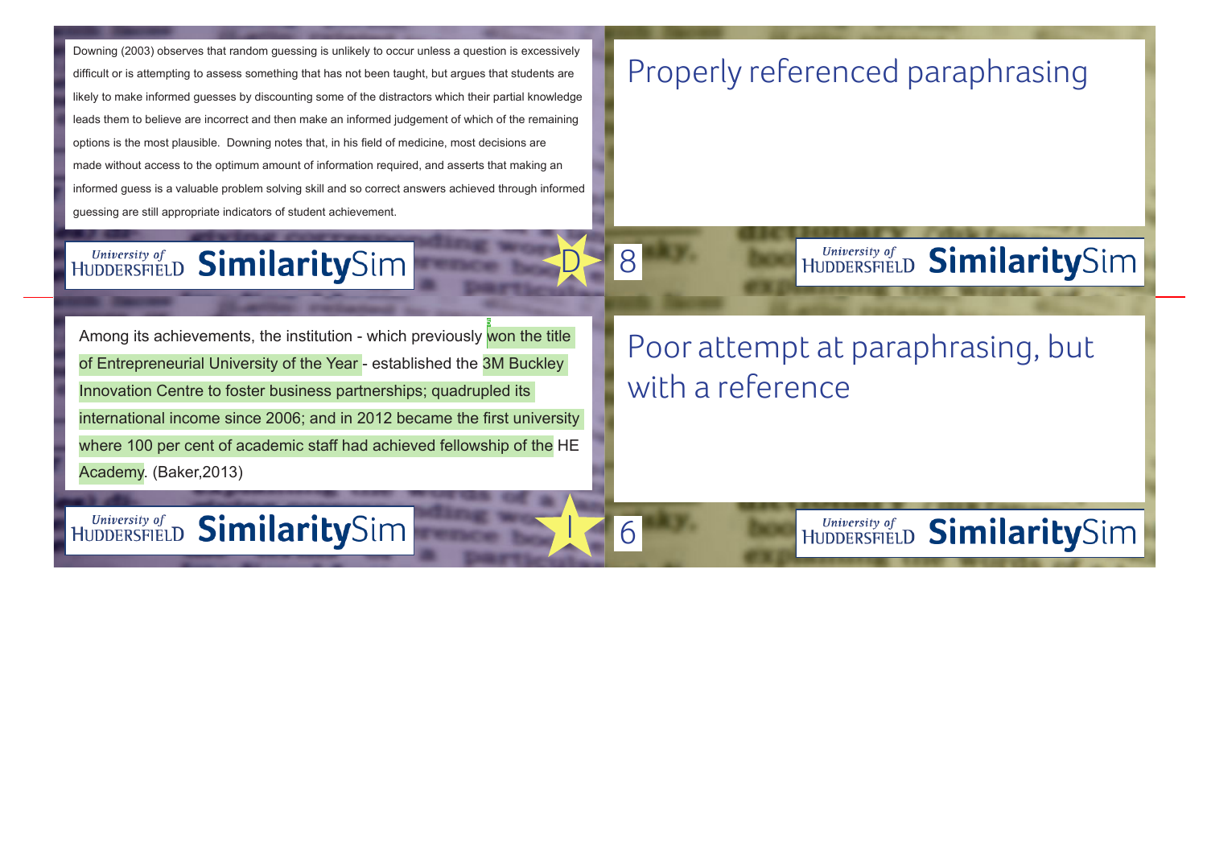Downing (2003) observes that random guessing is unlikely to occur unless a question is excessively difficult or is attempting to assess something that has not been taught, but argues that students are likely to make informed guesses by discounting some of the distractors which their partial knowledge leads them to believe are incorrect and then make an informed judgement of which of the remaining options is the most plausible. Downing notes that, in his field of medicine, most decisions are made without access to the optimum amount of information required, and asserts that making an informed guess is a valuable problem solving skill and so correct answers achieved through informed guessing are still appropriate indicators of student achievement.

University of Huddersfield **Similarity**Sim

D

## Properly referenced paraphrasing

8

University of Huddersfield **Similarity**Sim

Among its achievements, the institution - which previously won the title of Entrepreneurial University of the Year - established the 3M Buckley Innovation Centre to foster business partnerships; quadrupled its international income since 2006; and in 2012 became the first university where 100 per cent of academic staff had achieved fellowship of the HE Academy. (Baker,2013)

University of Huddersfield **Similarity**Sim

I

## Poor attempt at paraphrasing, but with a reference

6

University of Huddersfield **Similarity**Sim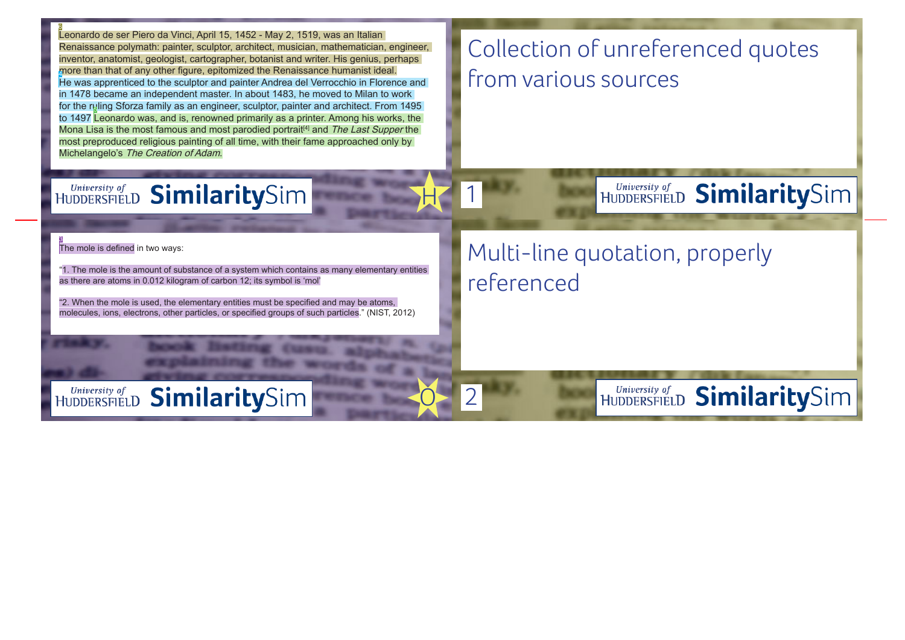Leonardo de ser Piero da Vinci, April 15, 1452 - May 2, 1519, was an Italian Renaissance polymath: painter, sculptor, architect, musician, mathematician, engineer, inventor, anatomist, geologist, cartographer, botanist and writer. His genius, perhaps more than that of any other figure, epitomized the Renaissance humanist ideal. He was apprenticed to the sculptor and painter Andrea del Verrocchio in Florence and in 1478 became an independent master. In about 1483, he moved to Milan to work for the ruling Sforza family as an engineer, sculptor, painter and architect. From 1495 to 1497 Leonardo was, and is, renowned primarily as a printer. Among his works, the Mona Lisa is the most famous and most parodied portrait[4] and *The Last Supper* the most preproduced religious painting of all time, with their fame approached only by Michelangelo's *The Creation of Adam*.

University of Huddersfield **Similarity**Sim

H

# Collection of unreferenced quotes from various sources

1

University of Huddersfield **Similarity**Sim

The mole is defined in two ways:

"1. The mole is the amount of substance of a system which contains as many elementary entities as there are atoms in 0.012 kilogram of carbon 12; its symbol is 'mol'

"2. When the mole is used, the elementary entities must be specified and may be atoms, molecules, ions, electrons, other particles, or specified groups of such particles." (NIST, 2012)

University of Huddersfield **Similarity**Sim

O

# Multi-line quotation, properly referenced

2

University of Huddersfield **Similarity**Sim